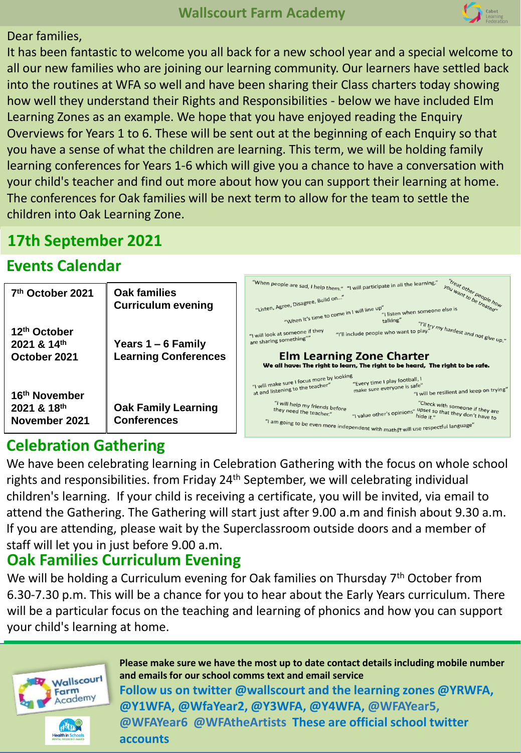# Wallscourt Farm Academy

Dear families,

It has been fantastic to welcome you all back for a new school year and a special welcome to all our new families who are joining our learning community. Our learners have settled back into the routines at WFA so well and have been sharing their Class charters today showing how well they understand their Rights and Responsibilities - below we have included Elm Learning Zones as an example. We hope that you have enjoyed reading the Enquiry Overviews for Years 1 to 6. These will be sent out at the beginning of each Enquiry so that you have a sense of what the children are learning. This term, we will be holding family learning conferences for Years 1-6 which will give you a chance to have a conversation with your child's teacher and find out more about how you can support their learning at home. The conferences for Oak families will be next term to allow for the team to settle the children into Oak Learning Zone.

## 17th September 2021

## Events Calendar

| | |
|---|---|
| 7th October 2021 | Oak families Curriculum evening |
| 12th October 2021 & 14th October 2021 | Years 1 – 6 Family Learning Conferences |
| 16th November 2021 & 18th November 2021 | Oak Family Learning Conferences |

### Elm Learning Zone Charter

**We all have: The right to learn, The right to be heard, The right to be safe.**

"When people are sad, I help them." "I will participate in all the learning." "Treat other people how you want to be treated" "Listen, Agree, Disagree, Build on..." "When it's time to come in I will line up" "I listen when someone else is talking" "I'll try my hardest and not give up." "I will look at someone if they are sharing something" "I'll include people who want to play." "I will make sure I focus more by looking at and listening to the teacher" "Every time I play football, I make sure everyone is safe" "I will be resilient and keep on trying" "I will help my friends before they need the teacher." "I value other's opinions" "Check with someone if they are upset so that they don't have to hide it." "I am going to be even more independent with maths" "I will use respectful language"

## Celebration Gathering

We have been celebrating learning in Celebration Gathering with the focus on whole school rights and responsibilities. from Friday 24th September, we will celebrating individual children's learning. If your child is receiving a certificate, you will be invited, via email to attend the Gathering. The Gathering will start just after 9.00 a.m and finish about 9.30 a.m. If you are attending, please wait by the Superclassroom outside doors and a member of staff will let you in just before 9.00 a.m.

## Oak Families Curriculum Evening

We will be holding a Curriculum evening for Oak families on Thursday 7th October from 6.30-7.30 p.m. This will be a chance for you to hear about the Early Years curriculum. There will be a particular focus on the teaching and learning of phonics and how you can support your child's learning at home.

**Please make sure we have the most up to date contact details including mobile number and emails for our school comms text and email service**

**Follow us on twitter @wallscourt and the learning zones @YRWFA, @Y1WFA, @WfaYear2, @Y3WFA, @Y4WFA, @WFAYear5, @WFAYear6 @WFAtheArtists These are official school twitter accounts**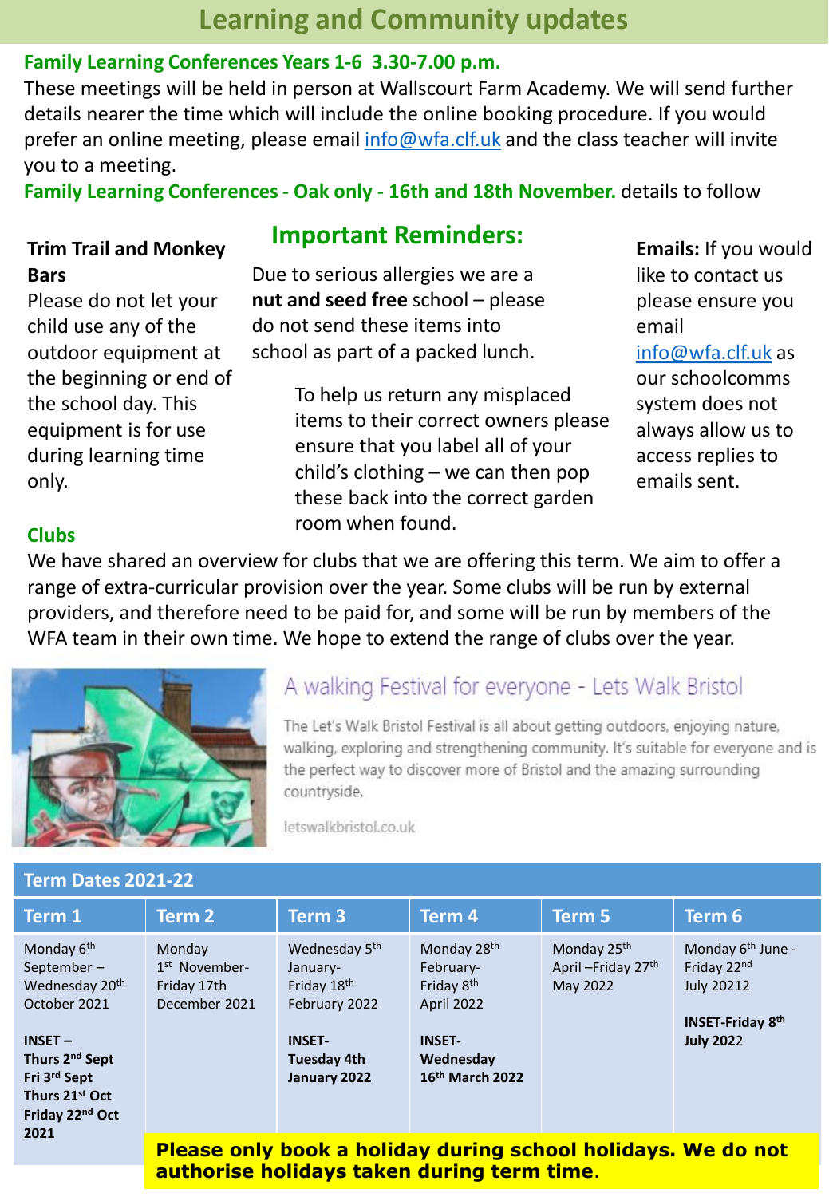# Learning and Community updates

**Family Learning Conferences Years 1-6 3.30-7.00 p.m.**

These meetings will be held in person at Wallscourt Farm Academy. We will send further details nearer the time which will include the online booking procedure. If you would prefer an online meeting, please email info@wfa.clf.uk and the class teacher will invite you to a meeting.

**Family Learning Conferences - Oak only - 16th and 18th November.** details to follow

## Important Reminders:

**Trim Trail and Monkey Bars**

Please do not let your child use any of the outdoor equipment at the beginning or end of the school day. This equipment is for use during learning time only.

Due to serious allergies we are a **nut and seed free** school – please do not send these items into school as part of a packed lunch.

To help us return any misplaced items to their correct owners please ensure that you label all of your child's clothing – we can then pop these back into the correct garden room when found.

**Emails:** If you would like to contact us please ensure you email info@wfa.clf.uk as our schoolcomms system does not always allow us to access replies to emails sent.

**Clubs**

We have shared an overview for clubs that we are offering this term. We aim to offer a range of extra-curricular provision over the year. Some clubs will be run by external providers, and therefore need to be paid for, and some will be run by members of the WFA team in their own time. We hope to extend the range of clubs over the year.

A walking Festival for everyone - Lets Walk Bristol

The Let's Walk Bristol Festival is all about getting outdoors, enjoying nature, walking, exploring and strengthening community. It's suitable for everyone and is the perfect way to discover more of Bristol and the amazing surrounding countryside.

letswalkbristol.co.uk

**Term Dates 2021-22**

| Term 1 | Term 2 | Term 3 | Term 4 | Term 5 | Term 6 |
|---|---|---|---|---|---|
| Monday 6th September – Wednesday 20th October 2021<br><br>**INSET – Thurs 2nd Sept Fri 3rd Sept Thurs 21st Oct Friday 22nd Oct 2021** | Monday 1st November- Friday 17th December 2021 | Wednesday 5th January- Friday 18th February 2022<br><br>**INSET- Tuesday 4th January 2022** | Monday 28th February- Friday 8th April 2022<br><br>**INSET- Wednesday 16th March 2022** | Monday 25th April –Friday 27th May 2022 | Monday 6th June - Friday 22nd July 20212<br><br>**INSET-Friday 8th July 2022** |

**Please only book a holiday during school holidays. We do not authorise holidays taken during term time**.